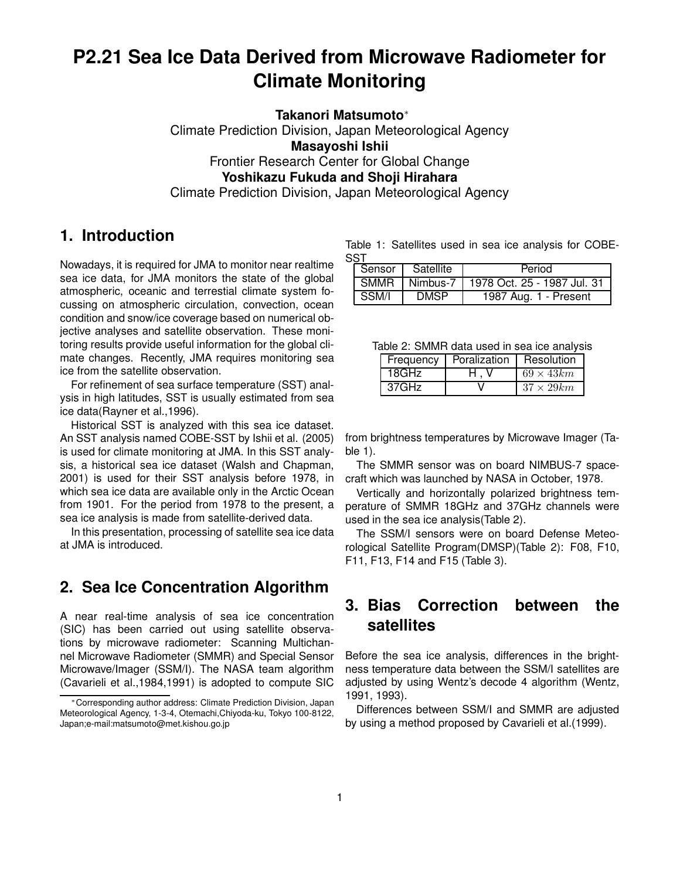# P2.21 Sea Ice Data Derived from Microwave Radiometer for Climate Monitoring

**Takanori Matsumoto***
Climate Prediction Division, Japan Meteorological Agency
**Masayoshi Ishii**
Frontier Research Center for Global Change
**Yoshikazu Fukuda and Shoji Hirahara**
Climate Prediction Division, Japan Meteorological Agency

## 1. Introduction

Nowadays, it is required for JMA to monitor near realtime sea ice data, for JMA monitors the state of the global atmospheric, oceanic and terrestial climate system focussing on atmospheric circulation, convection, ocean condition and snow/ice coverage based on numerical objective analyses and satellite observation. These monitoring results provide useful information for the global climate changes. Recently, JMA requires monitoring sea ice from the satellite observation.

For refinement of sea surface temperature (SST) analysis in high latitudes, SST is usually estimated from sea ice data(Rayner et al.,1996).

Historical SST is analyzed with this sea ice dataset. An SST analysis named COBE-SST by Ishii et al. (2005) is used for climate monitoring at JMA. In this SST analysis, a historical sea ice dataset (Walsh and Chapman, 2001) is used for their SST analysis before 1978, in which sea ice data are available only in the Arctic Ocean from 1901. For the period from 1978 to the present, a sea ice analysis is made from satellite-derived data.

In this presentation, processing of satellite sea ice data at JMA is introduced.

## 2. Sea Ice Concentration Algorithm

A near real-time analysis of sea ice concentration (SIC) has been carried out using satellite observations by microwave radiometer: Scanning Multichannel Microwave Radiometer (SMMR) and Special Sensor Microwave/Imager (SSM/I). The NASA team algorithm (Cavarieli et al.,1984,1991) is adopted to compute SIC from brightness temperatures by Microwave Imager (Table 1).

Table 1: Satellites used in sea ice analysis for COBE-SST

| Sensor | Satellite | Period |
|---|---|---|
| SMMR | Nimbus-7 | 1978 Oct. 25 - 1987 Jul. 31 |
| SSM/I | DMSP | 1987 Aug. 1 - Present |

Table 2: SMMR data used in sea ice analysis

| Frequency | Poralization | Resolution |
|---|---|---|
| 18GHz | H , V | $69 \times 43km$ |
| 37GHz | V | $37 \times 29km$ |

The SMMR sensor was on board NIMBUS-7 spacecraft which was launched by NASA in October, 1978.

Vertically and horizontally polarized brightness temperature of SMMR 18GHz and 37GHz channels were used in the sea ice analysis(Table 2).

The SSM/I sensors were on board Defense Meteorological Satellite Program(DMSP)(Table 2): F08, F10, F11, F13, F14 and F15 (Table 3).

## 3. Bias Correction between the satellites

Before the sea ice analysis, differences in the brightness temperature data between the SSM/I satellites are adjusted by using Wentz's decode 4 algorithm (Wentz, 1991, 1993).

Differences between SSM/I and SMMR are adjusted by using a method proposed by Cavarieli et al.(1999).

*Corresponding author address: Climate Prediction Division, Japan Meteorological Agency, 1-3-4, Otemachi,Chiyoda-ku, Tokyo 100-8122, Japan;e-mail:matsumoto@met.kishou.go.jp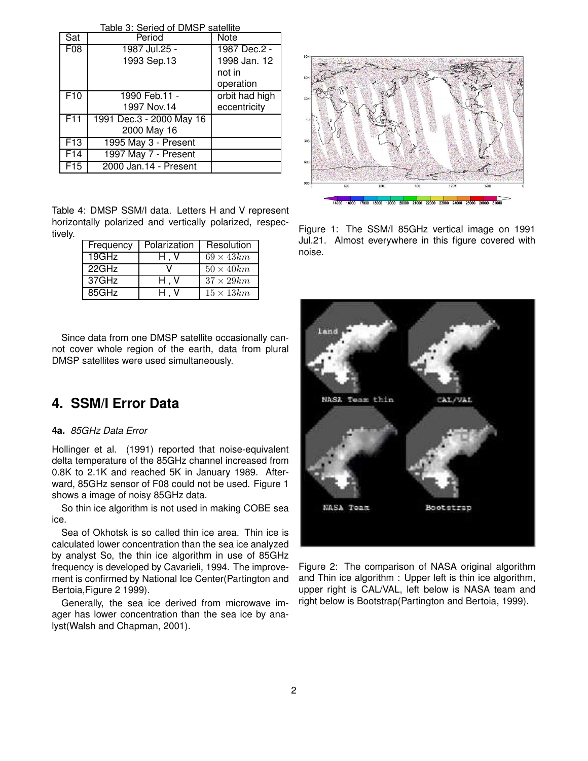Table 3: Seried of DMSP satellite

| Sat | Period | Note |
|---|---|---|
| F08 | 1987 Jul.25 - 1993 Sep.13 | 1987 Dec.2 - 1998 Jan. 12 not in operation |
| F10 | 1990 Feb.11 - 1997 Nov.14 | orbit had high eccentricity |
| F11 | 1991 Dec.3 - 2000 May 16 2000 May 16 | |
| F13 | 1995 May 3 - Present | |
| F14 | 1997 May 7 - Present | |
| F15 | 2000 Jan.14 - Present | |

Table 4: DMSP SSM/I data. Letters H and V represent horizontally polarized and vertically polarized, respectively.

| Frequency | Polarization | Resolution |
|---|---|---|
| 19GHz | H , V | $69 \times 43km$ |
| 22GHz | V | $50 \times 40km$ |
| 37GHz | H , V | $37 \times 29km$ |
| 85GHz | H , V | $15 \times 13km$ |

Since data from one DMSP satellite occasionally cannot cover whole region of the earth, data from plural DMSP satellites were used simultaneously.

## 4. SSM/I Error Data

**4a.** *85GHz Data Error*

Hollinger et al. (1991) reported that noise-equivalent delta temperature of the 85GHz channel increased from 0.8K to 2.1K and reached 5K in January 1989. Afterward, 85GHz sensor of F08 could not be used. Figure 1 shows a image of noisy 85GHz data.

So thin ice algorithm is not used in making COBE sea ice.

Sea of Okhotsk is so called thin ice area. Thin ice is calculated lower concentration than the sea ice analyzed by analyst So, the thin ice algorithm in use of 85GHz frequency is developed by Cavarieli, 1994. The improvement is confirmed by National Ice Center(Partington and Bertoia,Figure 2 1999).

Generally, the sea ice derived from microwave imager has lower concentration than the sea ice by analyst(Walsh and Chapman, 2001).

Figure 1: The SSM/I 85GHz vertical image on 1991 Jul.21. Almost everywhere in this figure covered with noise.

Figure 2: The comparison of NASA original algorithm and Thin ice algorithm : Upper left is thin ice algorithm, upper right is CAL/VAL, left below is NASA team and right below is Bootstrap(Partington and Bertoia, 1999).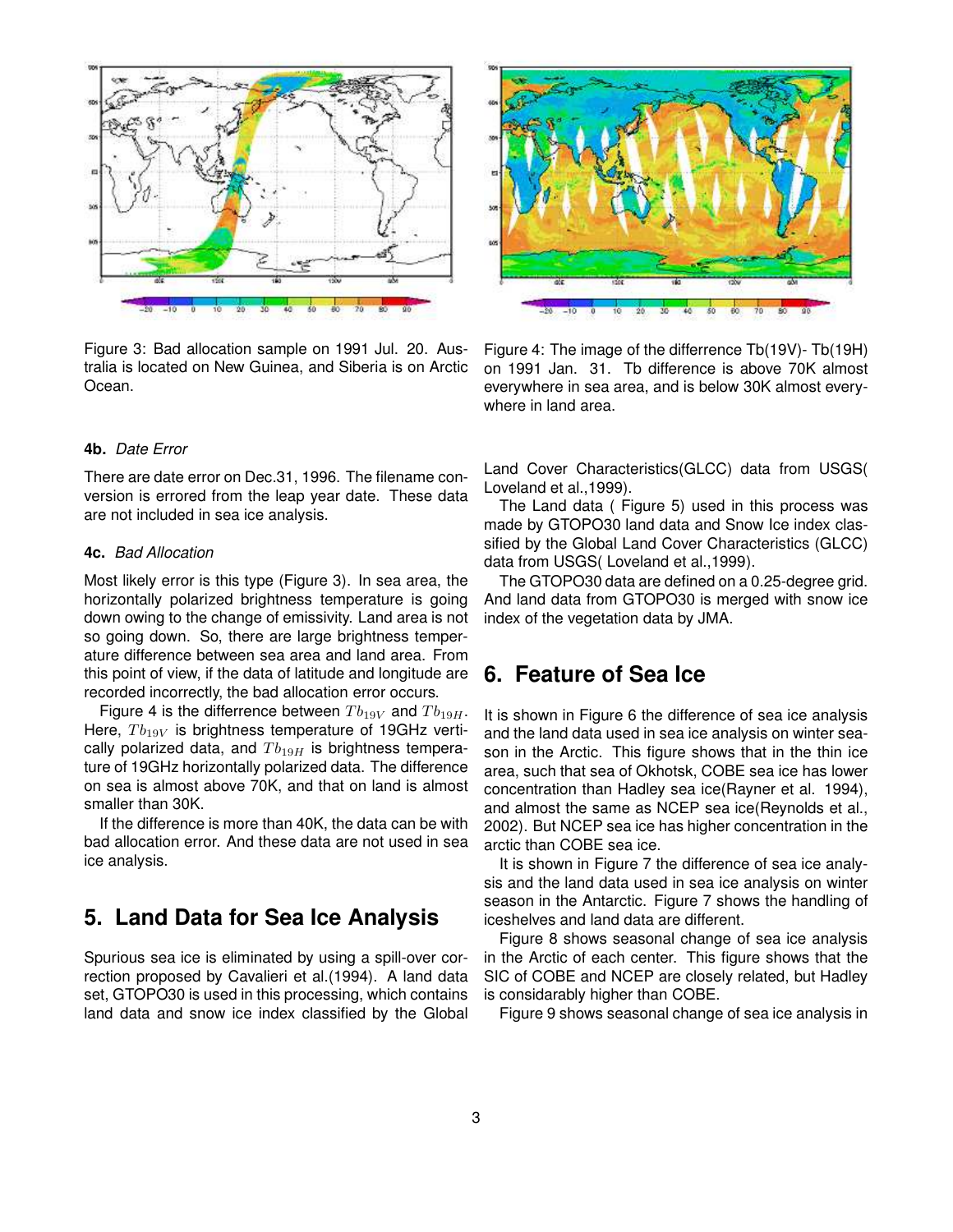Figure 3: Bad allocation sample on 1991 Jul. 20. Australia is located on New Guinea, and Siberia is on Arctic Ocean.

Figure 4: The image of the differrence Tb(19V)- Tb(19H) on 1991 Jan. 31. Tb difference is above 70K almost everywhere in sea area, and is below 30K almost everywhere in land area.

**4b.** *Date Error*

There are date error on Dec.31, 1996. The filename conversion is errored from the leap year date. These data are not included in sea ice analysis.

**4c.** *Bad Allocation*

Most likely error is this type (Figure 3). In sea area, the horizontally polarized brightness temperature is going down owing to the change of emissivity. Land area is not so going down. So, there are large brightness temperature difference between sea area and land area. From this point of view, if the data of latitude and longitude are recorded incorrectly, the bad allocation error occurs.

Figure 4 is the differrence between $Tb_{19V}$ and $Tb_{19H}$. Here, $Tb_{19V}$ is brightness temperature of 19GHz vertically polarized data, and $Tb_{19H}$ is brightness temperature of 19GHz horizontally polarized data. The difference on sea is almost above 70K, and that on land is almost smaller than 30K.

If the difference is more than 40K, the data can be with bad allocation error. And these data are not used in sea ice analysis.

## 5. Land Data for Sea Ice Analysis

Spurious sea ice is eliminated by using a spill-over correction proposed by Cavalieri et al.(1994). A land data set, GTOPO30 is used in this processing, which contains land data and snow ice index classified by the Global Land Cover Characteristics(GLCC) data from USGS( Loveland et al.,1999).

The Land data ( Figure 5) used in this process was made by GTOPO30 land data and Snow Ice index classified by the Global Land Cover Characteristics (GLCC) data from USGS( Loveland et al.,1999).

The GTOPO30 data are defined on a 0.25-degree grid. And land data from GTOPO30 is merged with snow ice index of the vegetation data by JMA.

## 6. Feature of Sea Ice

It is shown in Figure 6 the difference of sea ice analysis and the land data used in sea ice analysis on winter season in the Arctic. This figure shows that in the thin ice area, such that sea of Okhotsk, COBE sea ice has lower concentration than Hadley sea ice(Rayner et al. 1994), and almost the same as NCEP sea ice(Reynolds et al., 2002). But NCEP sea ice has higher concentration in the arctic than COBE sea ice.

It is shown in Figure 7 the difference of sea ice analysis and the land data used in sea ice analysis on winter season in the Antarctic. Figure 7 shows the handling of iceshelves and land data are different.

Figure 8 shows seasonal change of sea ice analysis in the Arctic of each center. This figure shows that the SIC of COBE and NCEP are closely related, but Hadley is considarably higher than COBE.

Figure 9 shows seasonal change of sea ice analysis in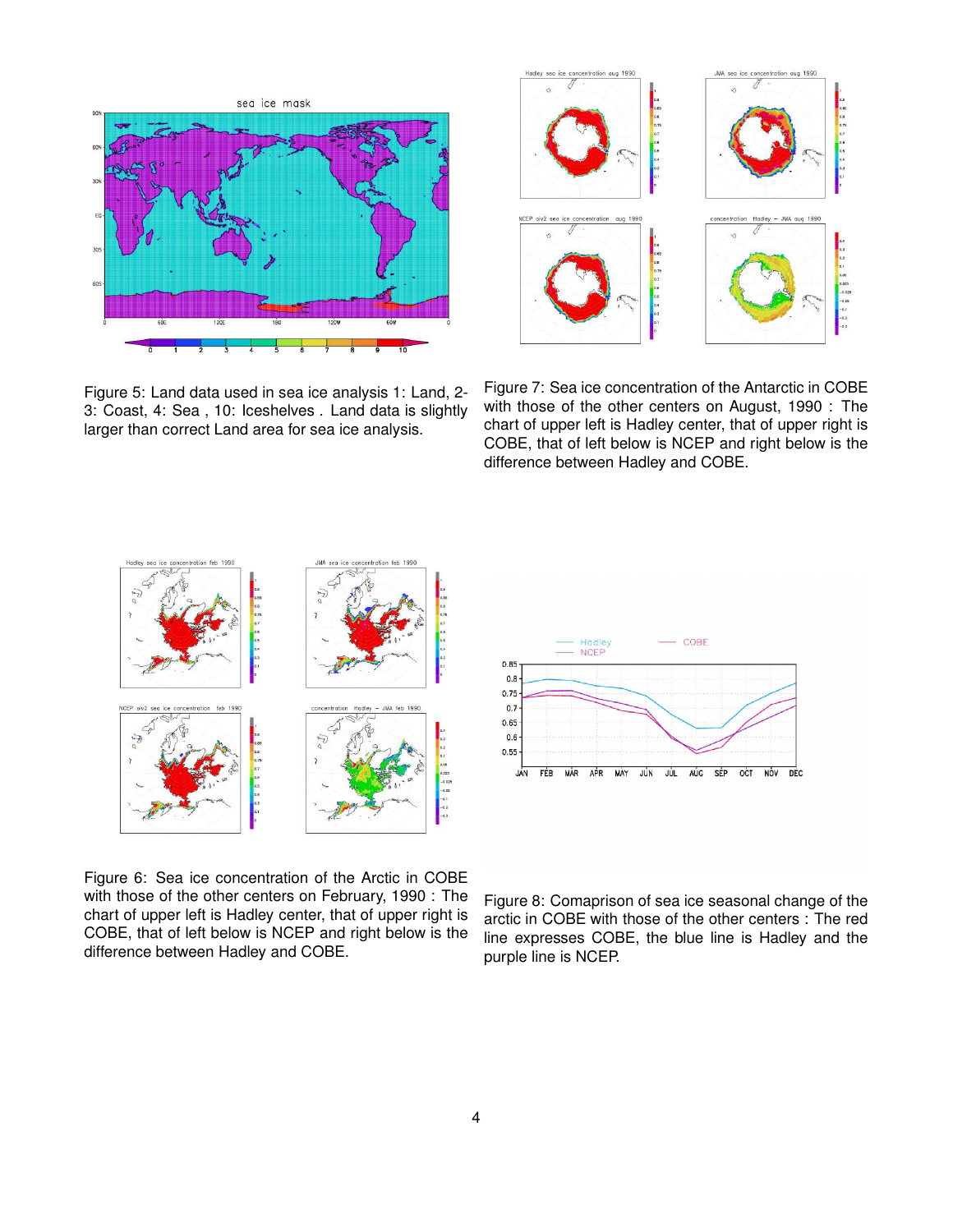Figure 5: Land data used in sea ice analysis 1: Land, 2-3: Coast, 4: Sea , 10: Iceshelves . Land data is slightly larger than correct Land area for sea ice analysis.

Figure 7: Sea ice concentration of the Antarctic in COBE with those of the other centers on August, 1990 : The chart of upper left is Hadley center, that of upper right is COBE, that of left below is NCEP and right below is the difference between Hadley and COBE.

Figure 6: Sea ice concentration of the Arctic in COBE with those of the other centers on February, 1990 : The chart of upper left is Hadley center, that of upper right is COBE, that of left below is NCEP and right below is the difference between Hadley and COBE.

Figure 8: Comaprison of sea ice seasonal change of the arctic in COBE with those of the other centers : The red line expresses COBE, the blue line is Hadley and the purple line is NCEP.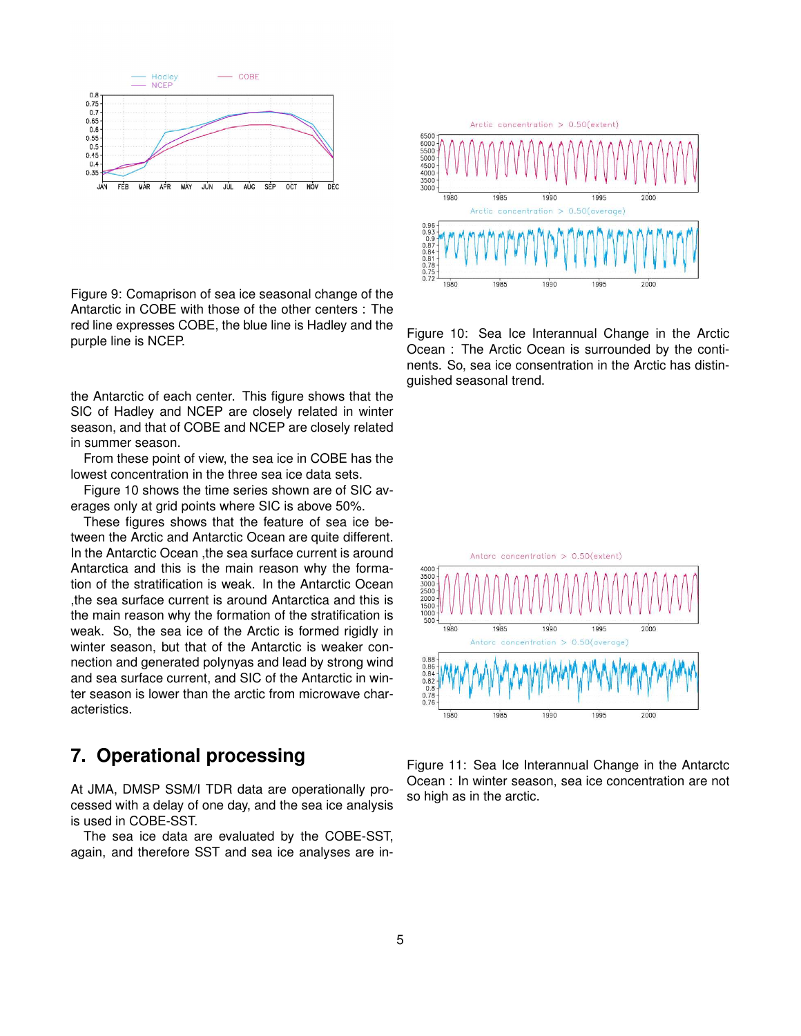Figure 9: Comaprison of sea ice seasonal change of the Antarctic in COBE with those of the other centers : The red line expresses COBE, the blue line is Hadley and the purple line is NCEP.

the Antarctic of each center. This figure shows that the SIC of Hadley and NCEP are closely related in winter season, and that of COBE and NCEP are closely related in summer season.

From these point of view, the sea ice in COBE has the lowest concentration in the three sea ice data sets.

Figure 10 shows the time series shown are of SIC averages only at grid points where SIC is above 50%.

These figures shows that the feature of sea ice between the Arctic and Antarctic Ocean are quite different. In the Antarctic Ocean ,the sea surface current is around Antarctica and this is the main reason why the formation of the stratification is weak. In the Antarctic Ocean ,the sea surface current is around Antarctica and this is the main reason why the formation of the stratification is weak. So, the sea ice of the Arctic is formed rigidly in winter season, but that of the Antarctic is weaker connection and generated polynyas and lead by strong wind and sea surface current, and SIC of the Antarctic in winter season is lower than the arctic from microwave characteristics.

Figure 10: Sea Ice Interannual Change in the Arctic Ocean : The Arctic Ocean is surrounded by the continents. So, sea ice consentration in the Arctic has distinguished seasonal trend.

Figure 11: Sea Ice Interannual Change in the Antarctc Ocean : In winter season, sea ice concentration are not so high as in the arctic.

## 7. Operational processing

At JMA, DMSP SSM/I TDR data are operationally processed with a delay of one day, and the sea ice analysis is used in COBE-SST.

The sea ice data are evaluated by the COBE-SST, again, and therefore SST and sea ice analyses are in-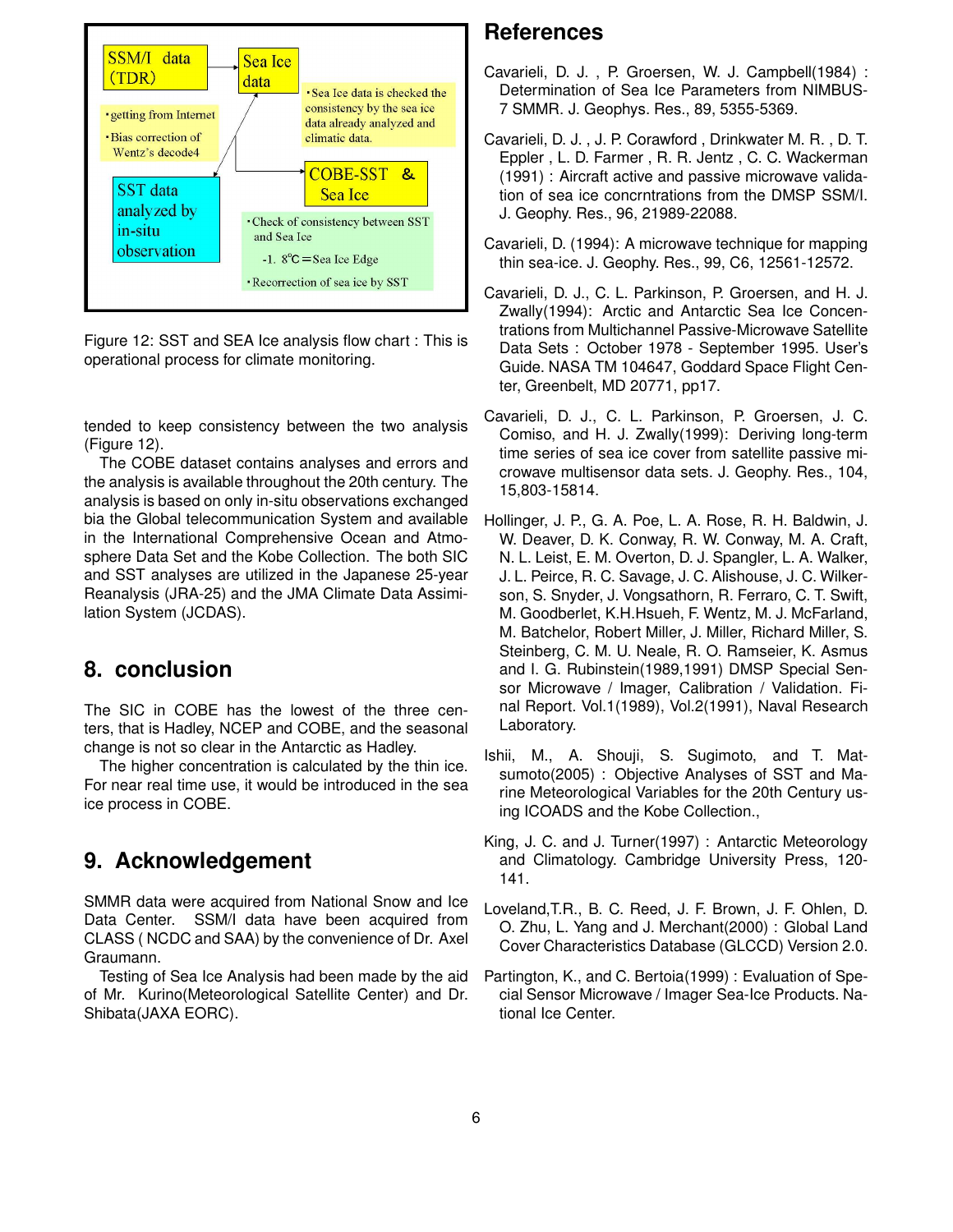SSM/I data (TDR)

Sea Ice data

・getting from Internet

・Bias correction of Wentz's decode4

・Sea Ice data is checked the consistency by the sea ice data already analyzed and climatic data.

SST data analyzed by in-situ observation

COBE-SST & Sea Ice

・Check of consistency between SST and Sea Ice

-1. 8℃=Sea Ice Edge

・Recorrection of sea ice by SST

Figure 12: SST and SEA Ice analysis flow chart : This is operational process for climate monitoring.

tended to keep consistency between the two analysis (Figure 12).

The COBE dataset contains analyses and errors and the analysis is available throughout the 20th century. The analysis is based on only in-situ observations exchanged bia the Global telecommunication System and available in the International Comprehensive Ocean and Atmosphere Data Set and the Kobe Collection. The both SIC and SST analyses are utilized in the Japanese 25-year Reanalysis (JRA-25) and the JMA Climate Data Assimilation System (JCDAS).

## 8. conclusion

The SIC in COBE has the lowest of the three centers, that is Hadley, NCEP and COBE, and the seasonal change is not so clear in the Antarctic as Hadley.

The higher concentration is calculated by the thin ice. For near real time use, it would be introduced in the sea ice process in COBE.

## 9. Acknowledgement

SMMR data were acquired from National Snow and Ice Data Center. SSM/I data have been acquired from CLASS ( NCDC and SAA) by the convenience of Dr. Axel Graumann.

Testing of Sea Ice Analysis had been made by the aid of Mr. Kurino(Meteorological Satellite Center) and Dr. Shibata(JAXA EORC).

## References

Cavarieli, D. J. , P. Groersen, W. J. Campbell(1984) : Determination of Sea Ice Parameters from NIMBUS-7 SMMR. J. Geophys. Res., 89, 5355-5369.

Cavarieli, D. J. , J. P. Corawford , Drinkwater M. R. , D. T. Eppler , L. D. Farmer , R. R. Jentz , C. C. Wackerman (1991) : Aircraft active and passive microwave validation of sea ice concrntrations from the DMSP SSM/I. J. Geophy. Res., 96, 21989-22088.

Cavarieli, D. (1994): A microwave technique for mapping thin sea-ice. J. Geophy. Res., 99, C6, 12561-12572.

Cavarieli, D. J., C. L. Parkinson, P. Groersen, and H. J. Zwally(1994): Arctic and Antarctic Sea Ice Concentrations from Multichannel Passive-Microwave Satellite Data Sets : October 1978 - September 1995. User's Guide. NASA TM 104647, Goddard Space Flight Center, Greenbelt, MD 20771, pp17.

Cavarieli, D. J., C. L. Parkinson, P. Groersen, J. C. Comiso, and H. J. Zwally(1999): Deriving long-term time series of sea ice cover from satellite passive microwave multisensor data sets. J. Geophy. Res., 104, 15,803-15814.

Hollinger, J. P., G. A. Poe, L. A. Rose, R. H. Baldwin, J. W. Deaver, D. K. Conway, R. W. Conway, M. A. Craft, N. L. Leist, E. M. Overton, D. J. Spangler, L. A. Walker, J. L. Peirce, R. C. Savage, J. C. Alishouse, J. C. Wilkerson, S. Snyder, J. Vongsathorn, R. Ferraro, C. T. Swift, M. Goodberlet, K.H.Hsueh, F. Wentz, M. J. McFarland, M. Batchelor, Robert Miller, J. Miller, Richard Miller, S. Steinberg, C. M. U. Neale, R. O. Ramseier, K. Asmus and I. G. Rubinstein(1989,1991) DMSP Special Sensor Microwave / Imager, Calibration / Validation. Final Report. Vol.1(1989), Vol.2(1991), Naval Research Laboratory.

Ishii, M., A. Shouji, S. Sugimoto, and T. Matsumoto(2005) : Objective Analyses of SST and Marine Meteorological Variables for the 20th Century using ICOADS and the Kobe Collection.,

King, J. C. and J. Turner(1997) : Antarctic Meteorology and Climatology. Cambridge University Press, 120-141.

Loveland,T.R., B. C. Reed, J. F. Brown, J. F. Ohlen, D. O. Zhu, L. Yang and J. Merchant(2000) : Global Land Cover Characteristics Database (GLCCD) Version 2.0.

Partington, K., and C. Bertoia(1999) : Evaluation of Special Sensor Microwave / Imager Sea-Ice Products. National Ice Center.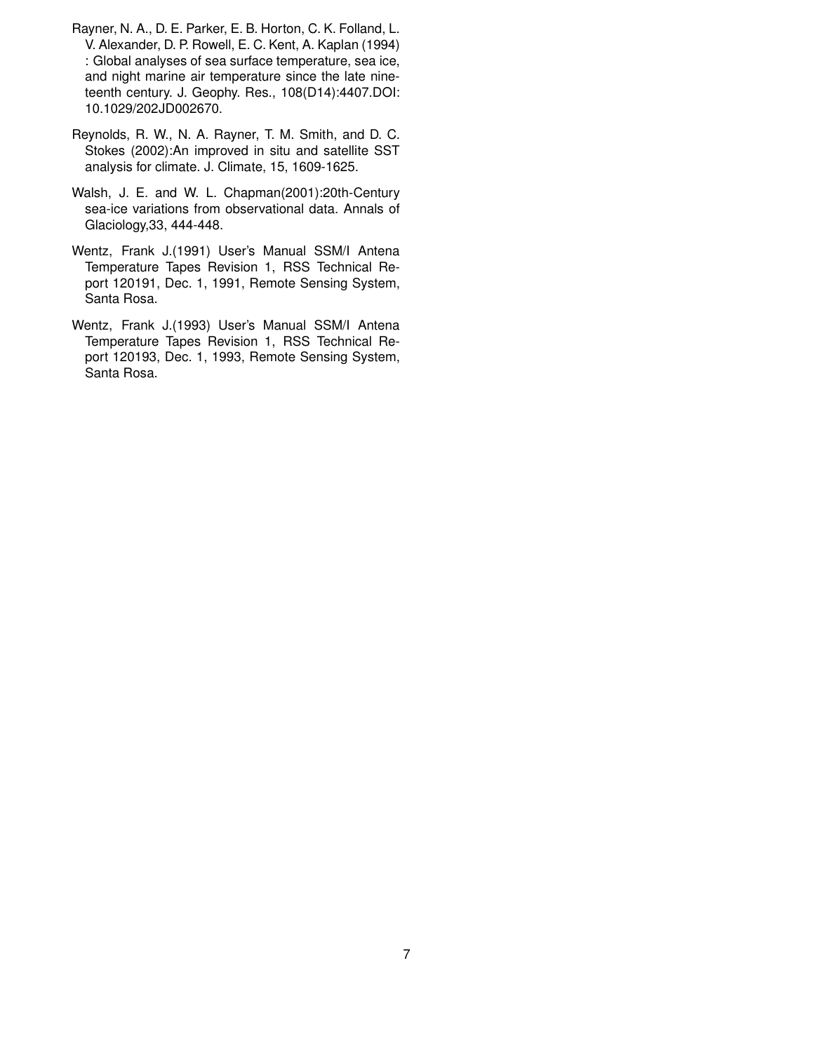Rayner, N. A., D. E. Parker, E. B. Horton, C. K. Folland, L. V. Alexander, D. P. Rowell, E. C. Kent, A. Kaplan (1994) : Global analyses of sea surface temperature, sea ice, and night marine air temperature since the late nineteenth century. J. Geophy. Res., 108(D14):4407.DOI: 10.1029/202JD002670.

Reynolds, R. W., N. A. Rayner, T. M. Smith, and D. C. Stokes (2002):An improved in situ and satellite SST analysis for climate. J. Climate, 15, 1609-1625.

Walsh, J. E. and W. L. Chapman(2001):20th-Century sea-ice variations from observational data. Annals of Glaciology,33, 444-448.

Wentz, Frank J.(1991) User's Manual SSM/I Antena Temperature Tapes Revision 1, RSS Technical Report 120191, Dec. 1, 1991, Remote Sensing System, Santa Rosa.

Wentz, Frank J.(1993) User's Manual SSM/I Antena Temperature Tapes Revision 1, RSS Technical Report 120193, Dec. 1, 1993, Remote Sensing System, Santa Rosa.